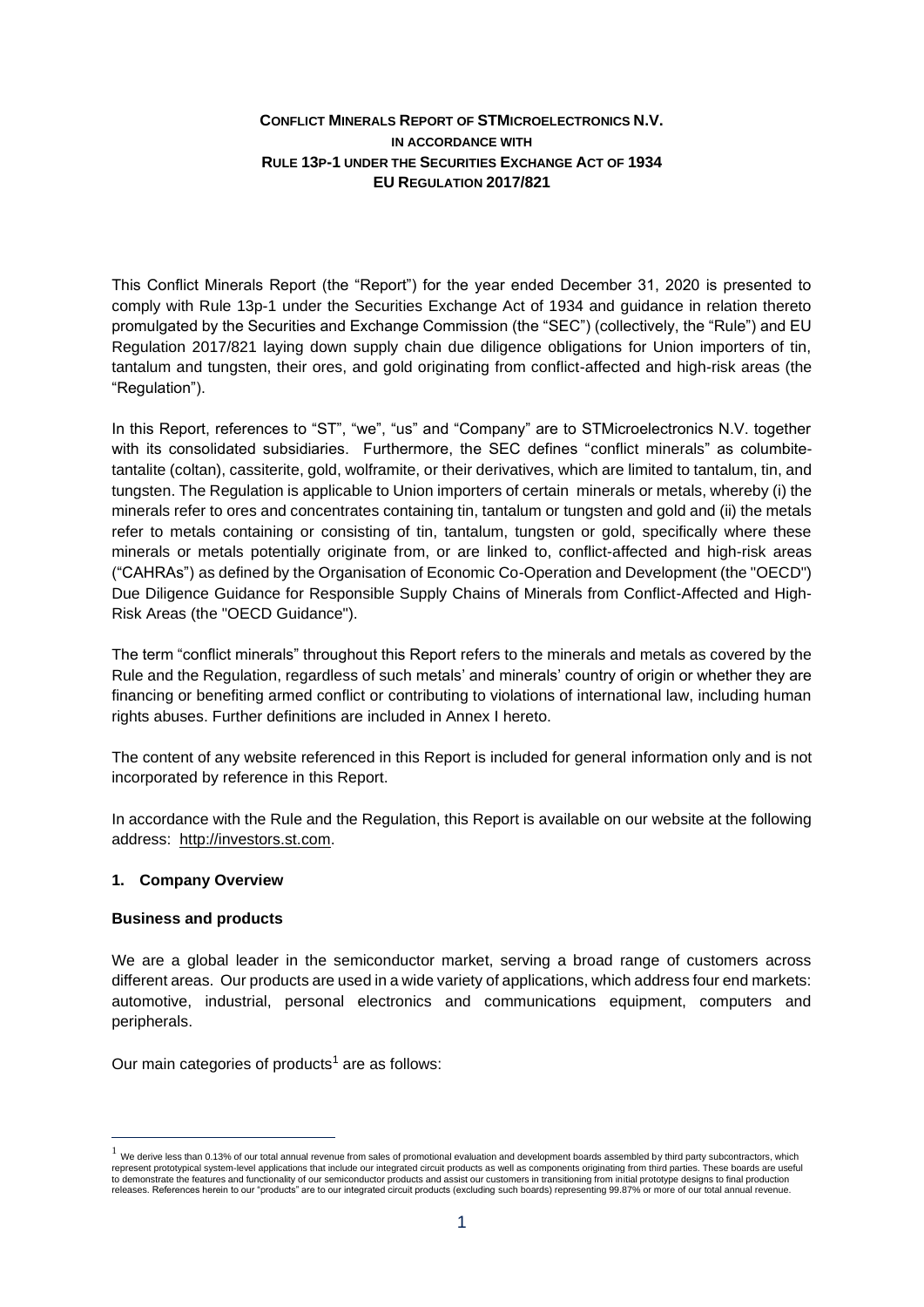# CONFLICT MINERALS REPORT OF STMICROELECTRONICS N.V.
## IN ACCORDANCE WITH
## RULE 13P-1 UNDER THE SECURITIES EXCHANGE ACT OF 1934
## EU REGULATION 2017/821

This Conflict Minerals Report (the "Report") for the year ended December 31, 2020 is presented to comply with Rule 13p-1 under the Securities Exchange Act of 1934 and guidance in relation thereto promulgated by the Securities and Exchange Commission (the "SEC") (collectively, the "Rule") and EU Regulation 2017/821 laying down supply chain due diligence obligations for Union importers of tin, tantalum and tungsten, their ores, and gold originating from conflict-affected and high-risk areas (the "Regulation").

In this Report, references to "ST", "we", "us" and "Company" are to STMicroelectronics N.V. together with its consolidated subsidiaries. Furthermore, the SEC defines "conflict minerals" as columbite-tantalite (coltan), cassiterite, gold, wolframite, or their derivatives, which are limited to tantalum, tin, and tungsten. The Regulation is applicable to Union importers of certain minerals or metals, whereby (i) the minerals refer to ores and concentrates containing tin, tantalum or tungsten and gold and (ii) the metals refer to metals containing or consisting of tin, tantalum, tungsten or gold, specifically where these minerals or metals potentially originate from, or are linked to, conflict-affected and high-risk areas ("CAHRAs") as defined by the Organisation of Economic Co-Operation and Development (the "OECD") Due Diligence Guidance for Responsible Supply Chains of Minerals from Conflict-Affected and High-Risk Areas (the "OECD Guidance").

The term "conflict minerals" throughout this Report refers to the minerals and metals as covered by the Rule and the Regulation, regardless of such metals' and minerals' country of origin or whether they are financing or benefiting armed conflict or contributing to violations of international law, including human rights abuses. Further definitions are included in Annex I hereto.

The content of any website referenced in this Report is included for general information only and is not incorporated by reference in this Report.

In accordance with the Rule and the Regulation, this Report is available on our website at the following address: http://investors.st.com.

### 1. Company Overview

**Business and products**

We are a global leader in the semiconductor market, serving a broad range of customers across different areas. Our products are used in a wide variety of applications, which address four end markets: automotive, industrial, personal electronics and communications equipment, computers and peripherals.

Our main categories of products[1] are as follows:

[1] We derive less than 0.13% of our total annual revenue from sales of promotional evaluation and development boards assembled by third party subcontractors, which represent prototypical system-level applications that include our integrated circuit products as well as components originating from third parties. These boards are useful to demonstrate the features and functionality of our semiconductor products and assist our customers in transitioning from initial prototype designs to final production releases. References herein to our "products" are to our integrated circuit products (excluding such boards) representing 99.87% or more of our total annual revenue.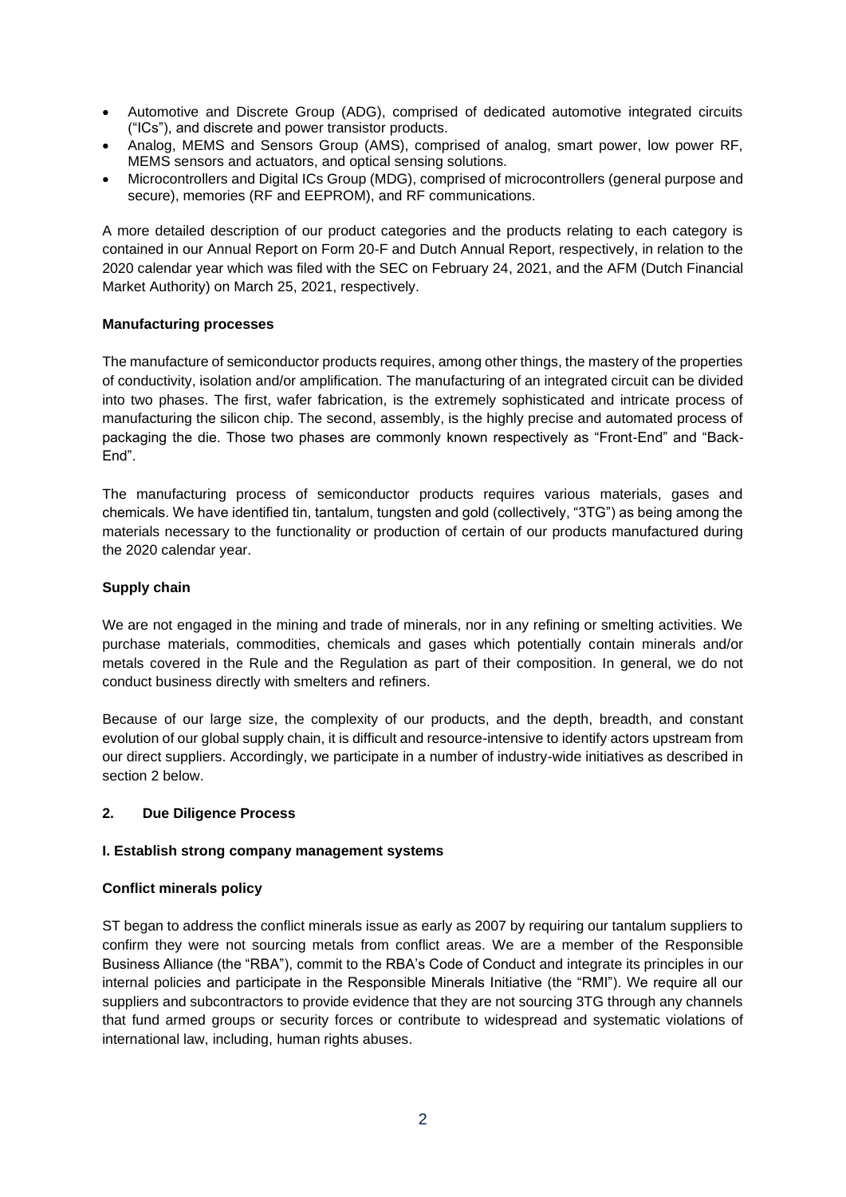- Automotive and Discrete Group (ADG), comprised of dedicated automotive integrated circuits ("ICs"), and discrete and power transistor products.
- Analog, MEMS and Sensors Group (AMS), comprised of analog, smart power, low power RF, MEMS sensors and actuators, and optical sensing solutions.
- Microcontrollers and Digital ICs Group (MDG), comprised of microcontrollers (general purpose and secure), memories (RF and EEPROM), and RF communications.

A more detailed description of our product categories and the products relating to each category is contained in our Annual Report on Form 20-F and Dutch Annual Report, respectively, in relation to the 2020 calendar year which was filed with the SEC on February 24, 2021, and the AFM (Dutch Financial Market Authority) on March 25, 2021, respectively.

**Manufacturing processes**

The manufacture of semiconductor products requires, among other things, the mastery of the properties of conductivity, isolation and/or amplification. The manufacturing of an integrated circuit can be divided into two phases. The first, wafer fabrication, is the extremely sophisticated and intricate process of manufacturing the silicon chip. The second, assembly, is the highly precise and automated process of packaging the die. Those two phases are commonly known respectively as "Front-End" and "Back-End".

The manufacturing process of semiconductor products requires various materials, gases and chemicals. We have identified tin, tantalum, tungsten and gold (collectively, "3TG") as being among the materials necessary to the functionality or production of certain of our products manufactured during the 2020 calendar year.

**Supply chain**

We are not engaged in the mining and trade of minerals, nor in any refining or smelting activities. We purchase materials, commodities, chemicals and gases which potentially contain minerals and/or metals covered in the Rule and the Regulation as part of their composition. In general, we do not conduct business directly with smelters and refiners.

Because of our large size, the complexity of our products, and the depth, breadth, and constant evolution of our global supply chain, it is difficult and resource-intensive to identify actors upstream from our direct suppliers. Accordingly, we participate in a number of industry-wide initiatives as described in section 2 below.

## 2. Due Diligence Process

### I. Establish strong company management systems

**Conflict minerals policy**

ST began to address the conflict minerals issue as early as 2007 by requiring our tantalum suppliers to confirm they were not sourcing metals from conflict areas. We are a member of the Responsible Business Alliance (the "RBA"), commit to the RBA's Code of Conduct and integrate its principles in our internal policies and participate in the Responsible Minerals Initiative (the "RMI"). We require all our suppliers and subcontractors to provide evidence that they are not sourcing 3TG through any channels that fund armed groups or security forces or contribute to widespread and systematic violations of international law, including, human rights abuses.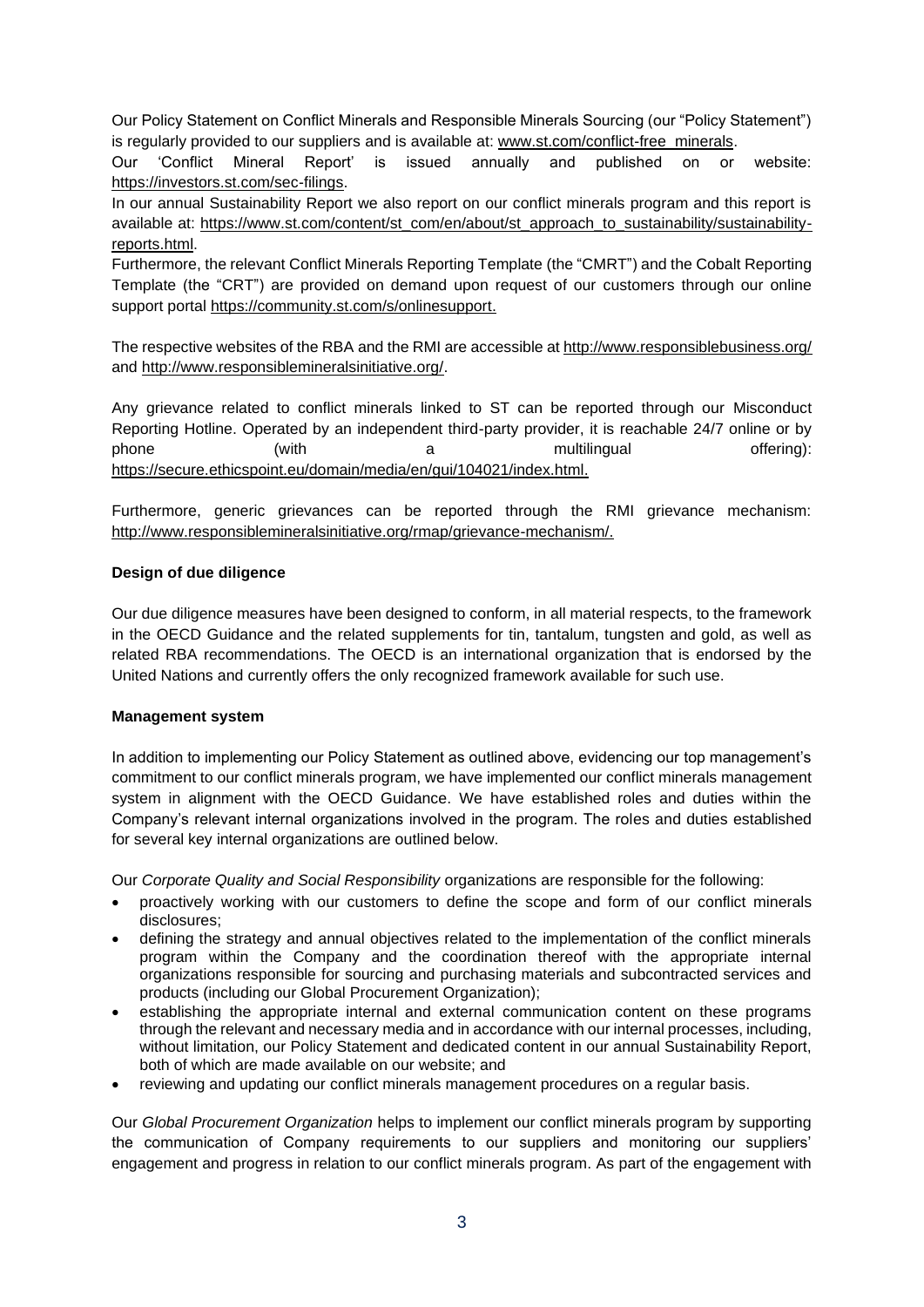Our Policy Statement on Conflict Minerals and Responsible Minerals Sourcing (our "Policy Statement") is regularly provided to our suppliers and is available at: www.st.com/conflict-free_minerals.

Our 'Conflict Mineral Report' is issued annually and published on or website: https://investors.st.com/sec-filings.

In our annual Sustainability Report we also report on our conflict minerals program and this report is available at: https://www.st.com/content/st_com/en/about/st_approach_to_sustainability/sustainability-reports.html.

Furthermore, the relevant Conflict Minerals Reporting Template (the "CMRT") and the Cobalt Reporting Template (the "CRT") are provided on demand upon request of our customers through our online support portal https://community.st.com/s/onlinesupport.

The respective websites of the RBA and the RMI are accessible at http://www.responsiblebusiness.org/ and http://www.responsiblemineralsinitiative.org/.

Any grievance related to conflict minerals linked to ST can be reported through our Misconduct Reporting Hotline. Operated by an independent third-party provider, it is reachable 24/7 online or by phone (with a multilingual offering): https://secure.ethicspoint.eu/domain/media/en/gui/104021/index.html.

Furthermore, generic grievances can be reported through the RMI grievance mechanism: http://www.responsiblemineralsinitiative.org/rmap/grievance-mechanism/.

**Design of due diligence**

Our due diligence measures have been designed to conform, in all material respects, to the framework in the OECD Guidance and the related supplements for tin, tantalum, tungsten and gold, as well as related RBA recommendations. The OECD is an international organization that is endorsed by the United Nations and currently offers the only recognized framework available for such use.

**Management system**

In addition to implementing our Policy Statement as outlined above, evidencing our top management's commitment to our conflict minerals program, we have implemented our conflict minerals management system in alignment with the OECD Guidance. We have established roles and duties within the Company's relevant internal organizations involved in the program. The roles and duties established for several key internal organizations are outlined below.

Our *Corporate Quality and Social Responsibility* organizations are responsible for the following:

- proactively working with our customers to define the scope and form of our conflict minerals disclosures;
- defining the strategy and annual objectives related to the implementation of the conflict minerals program within the Company and the coordination thereof with the appropriate internal organizations responsible for sourcing and purchasing materials and subcontracted services and products (including our Global Procurement Organization);
- establishing the appropriate internal and external communication content on these programs through the relevant and necessary media and in accordance with our internal processes, including, without limitation, our Policy Statement and dedicated content in our annual Sustainability Report, both of which are made available on our website; and
- reviewing and updating our conflict minerals management procedures on a regular basis.

Our *Global Procurement Organization* helps to implement our conflict minerals program by supporting the communication of Company requirements to our suppliers and monitoring our suppliers' engagement and progress in relation to our conflict minerals program. As part of the engagement with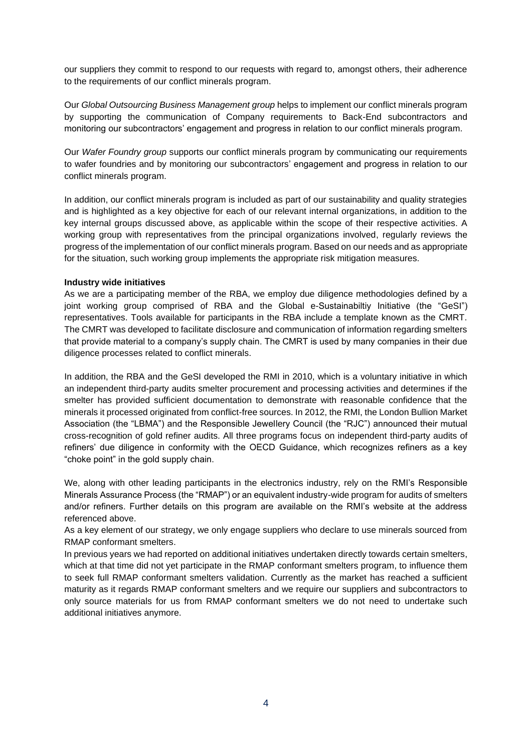our suppliers they commit to respond to our requests with regard to, amongst others, their adherence to the requirements of our conflict minerals program.

Our *Global Outsourcing Business Management group* helps to implement our conflict minerals program by supporting the communication of Company requirements to Back-End subcontractors and monitoring our subcontractors' engagement and progress in relation to our conflict minerals program.

Our *Wafer Foundry group* supports our conflict minerals program by communicating our requirements to wafer foundries and by monitoring our subcontractors' engagement and progress in relation to our conflict minerals program.

In addition, our conflict minerals program is included as part of our sustainability and quality strategies and is highlighted as a key objective for each of our relevant internal organizations, in addition to the key internal groups discussed above, as applicable within the scope of their respective activities. A working group with representatives from the principal organizations involved, regularly reviews the progress of the implementation of our conflict minerals program. Based on our needs and as appropriate for the situation, such working group implements the appropriate risk mitigation measures.

**Industry wide initiatives**

As we are a participating member of the RBA, we employ due diligence methodologies defined by a joint working group comprised of RBA and the Global e-Sustainabiltiy Initiative (the "GeSI") representatives. Tools available for participants in the RBA include a template known as the CMRT. The CMRT was developed to facilitate disclosure and communication of information regarding smelters that provide material to a company's supply chain. The CMRT is used by many companies in their due diligence processes related to conflict minerals.

In addition, the RBA and the GeSI developed the RMI in 2010, which is a voluntary initiative in which an independent third-party audits smelter procurement and processing activities and determines if the smelter has provided sufficient documentation to demonstrate with reasonable confidence that the minerals it processed originated from conflict-free sources. In 2012, the RMI, the London Bullion Market Association (the "LBMA") and the Responsible Jewellery Council (the "RJC") announced their mutual cross-recognition of gold refiner audits. All three programs focus on independent third-party audits of refiners' due diligence in conformity with the OECD Guidance, which recognizes refiners as a key "choke point" in the gold supply chain.

We, along with other leading participants in the electronics industry, rely on the RMI's Responsible Minerals Assurance Process (the "RMAP") or an equivalent industry-wide program for audits of smelters and/or refiners. Further details on this program are available on the RMI's website at the address referenced above.

As a key element of our strategy, we only engage suppliers who declare to use minerals sourced from RMAP conformant smelters.

In previous years we had reported on additional initiatives undertaken directly towards certain smelters, which at that time did not yet participate in the RMAP conformant smelters program, to influence them to seek full RMAP conformant smelters validation. Currently as the market has reached a sufficient maturity as it regards RMAP conformant smelters and we require our suppliers and subcontractors to only source materials for us from RMAP conformant smelters we do not need to undertake such additional initiatives anymore.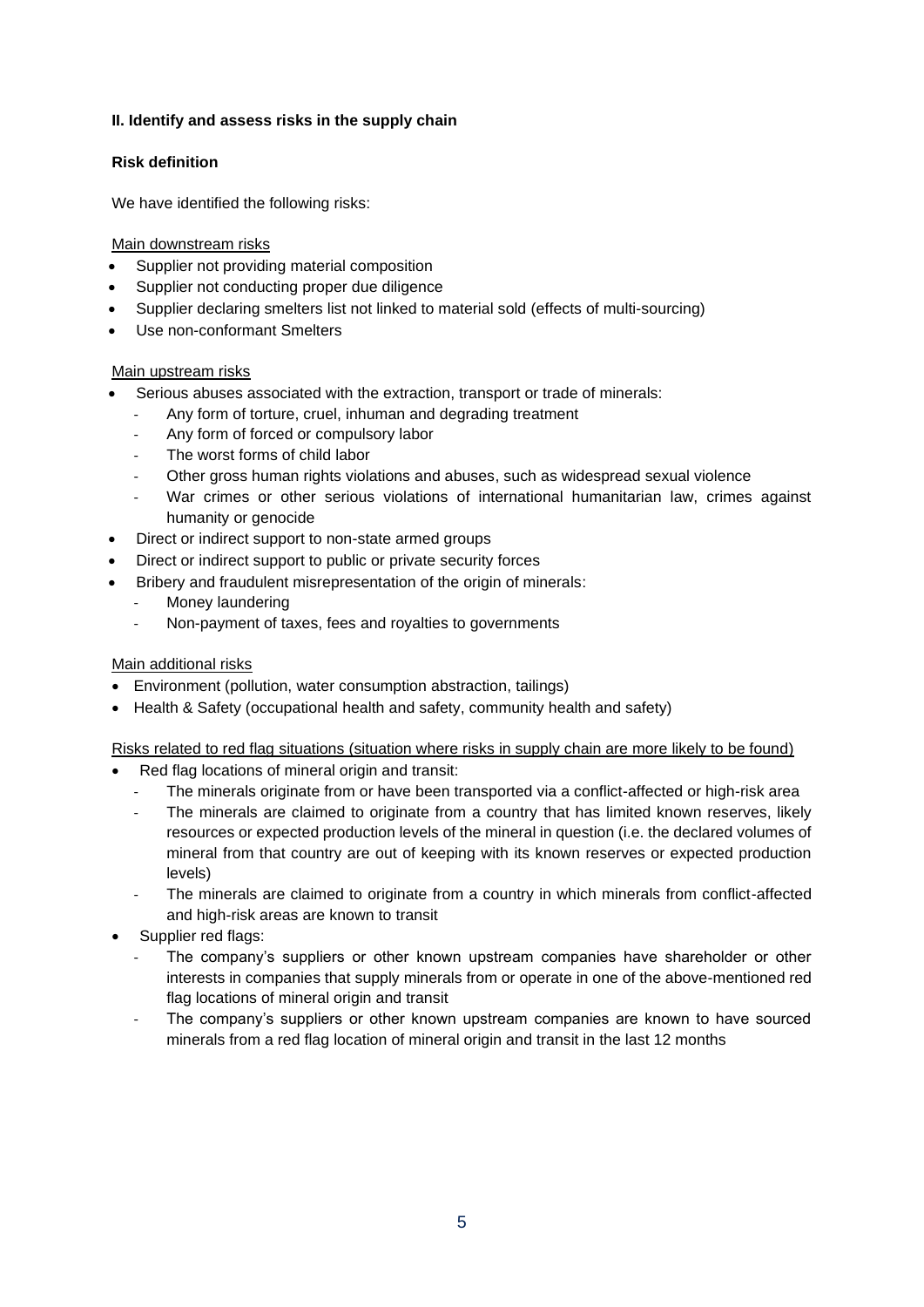**II. Identify and assess risks in the supply chain**

**Risk definition**

We have identified the following risks:

Main downstream risks

- Supplier not providing material composition
- Supplier not conducting proper due diligence
- Supplier declaring smelters list not linked to material sold (effects of multi-sourcing)
- Use non-conformant Smelters

Main upstream risks

- Serious abuses associated with the extraction, transport or trade of minerals:
  - Any form of torture, cruel, inhuman and degrading treatment
  - Any form of forced or compulsory labor
  - The worst forms of child labor
  - Other gross human rights violations and abuses, such as widespread sexual violence
  - War crimes or other serious violations of international humanitarian law, crimes against humanity or genocide
- Direct or indirect support to non-state armed groups
- Direct or indirect support to public or private security forces
- Bribery and fraudulent misrepresentation of the origin of minerals:
  - Money laundering
  - Non-payment of taxes, fees and royalties to governments

Main additional risks

- Environment (pollution, water consumption abstraction, tailings)
- Health & Safety (occupational health and safety, community health and safety)

Risks related to red flag situations (situation where risks in supply chain are more likely to be found)

- Red flag locations of mineral origin and transit:
  - The minerals originate from or have been transported via a conflict-affected or high-risk area
  - The minerals are claimed to originate from a country that has limited known reserves, likely resources or expected production levels of the mineral in question (i.e. the declared volumes of mineral from that country are out of keeping with its known reserves or expected production levels)
  - The minerals are claimed to originate from a country in which minerals from conflict-affected and high-risk areas are known to transit
- Supplier red flags:
  - The company's suppliers or other known upstream companies have shareholder or other interests in companies that supply minerals from or operate in one of the above-mentioned red flag locations of mineral origin and transit
  - The company's suppliers or other known upstream companies are known to have sourced minerals from a red flag location of mineral origin and transit in the last 12 months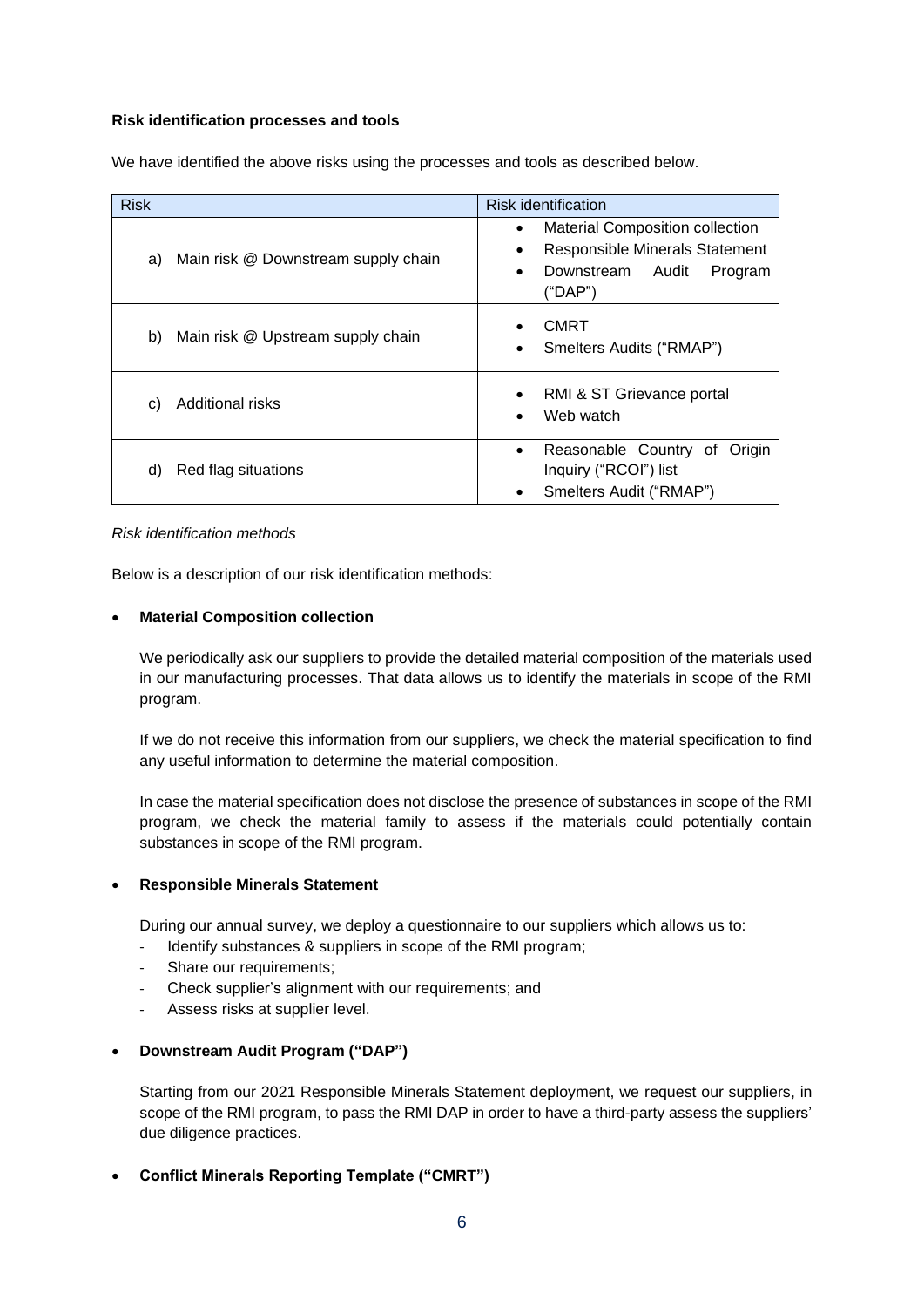**Risk identification processes and tools**

We have identified the above risks using the processes and tools as described below.

| Risk | Risk identification |
|---|---|
| a) Main risk @ Downstream supply chain | • Material Composition collection<br>• Responsible Minerals Statement<br>• Downstream Audit Program ("DAP") |
| b) Main risk @ Upstream supply chain | • CMRT<br>• Smelters Audits ("RMAP") |
| c) Additional risks | • RMI & ST Grievance portal<br>• Web watch |
| d) Red flag situations | • Reasonable Country of Origin Inquiry ("RCOI") list<br>• Smelters Audit ("RMAP") |

*Risk identification methods*

Below is a description of our risk identification methods:

- **Material Composition collection**

  We periodically ask our suppliers to provide the detailed material composition of the materials used in our manufacturing processes. That data allows us to identify the materials in scope of the RMI program.

  If we do not receive this information from our suppliers, we check the material specification to find any useful information to determine the material composition.

  In case the material specification does not disclose the presence of substances in scope of the RMI program, we check the material family to assess if the materials could potentially contain substances in scope of the RMI program.

- **Responsible Minerals Statement**

  During our annual survey, we deploy a questionnaire to our suppliers which allows us to:
  - Identify substances & suppliers in scope of the RMI program;
  - Share our requirements;
  - Check supplier's alignment with our requirements; and
  - Assess risks at supplier level.

- **Downstream Audit Program ("DAP")**

  Starting from our 2021 Responsible Minerals Statement deployment, we request our suppliers, in scope of the RMI program, to pass the RMI DAP in order to have a third-party assess the suppliers' due diligence practices.

- **Conflict Minerals Reporting Template ("CMRT")**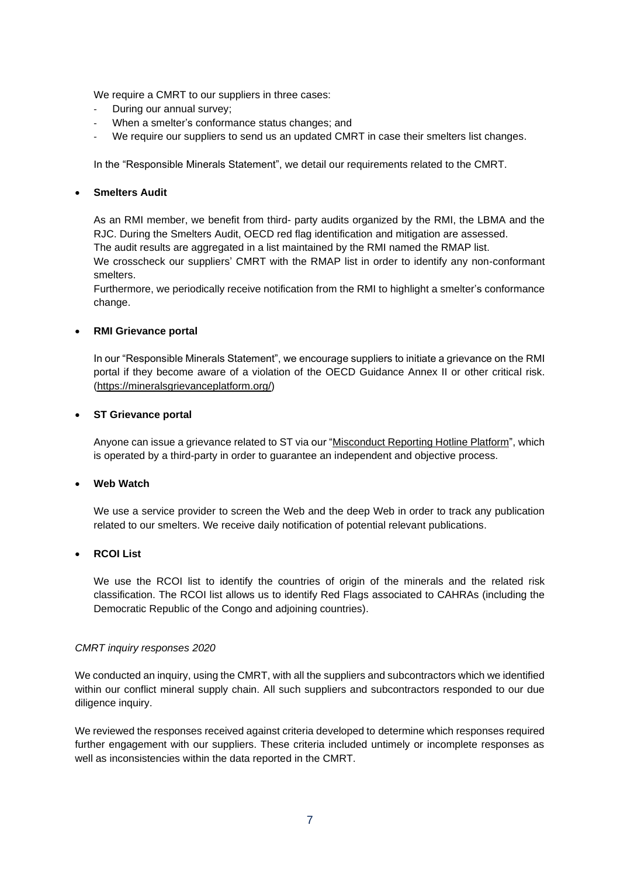We require a CMRT to our suppliers in three cases:

- During our annual survey;
- When a smelter's conformance status changes; and
- We require our suppliers to send us an updated CMRT in case their smelters list changes.

In the "Responsible Minerals Statement", we detail our requirements related to the CMRT.

- **Smelters Audit**

  As an RMI member, we benefit from third- party audits organized by the RMI, the LBMA and the RJC. During the Smelters Audit, OECD red flag identification and mitigation are assessed.
  The audit results are aggregated in a list maintained by the RMI named the RMAP list.
  We crosscheck our suppliers' CMRT with the RMAP list in order to identify any non-conformant smelters.
  Furthermore, we periodically receive notification from the RMI to highlight a smelter's conformance change.

- **RMI Grievance portal**

  In our "Responsible Minerals Statement", we encourage suppliers to initiate a grievance on the RMI portal if they become aware of a violation of the OECD Guidance Annex II or other critical risk. (https://mineralsgrievanceplatform.org/)

- **ST Grievance portal**

  Anyone can issue a grievance related to ST via our "Misconduct Reporting Hotline Platform", which is operated by a third-party in order to guarantee an independent and objective process.

- **Web Watch**

  We use a service provider to screen the Web and the deep Web in order to track any publication related to our smelters. We receive daily notification of potential relevant publications.

- **RCOI List**

  We use the RCOI list to identify the countries of origin of the minerals and the related risk classification. The RCOI list allows us to identify Red Flags associated to CAHRAs (including the Democratic Republic of the Congo and adjoining countries).

*CMRT inquiry responses 2020*

We conducted an inquiry, using the CMRT, with all the suppliers and subcontractors which we identified within our conflict mineral supply chain. All such suppliers and subcontractors responded to our due diligence inquiry.

We reviewed the responses received against criteria developed to determine which responses required further engagement with our suppliers. These criteria included untimely or incomplete responses as well as inconsistencies within the data reported in the CMRT.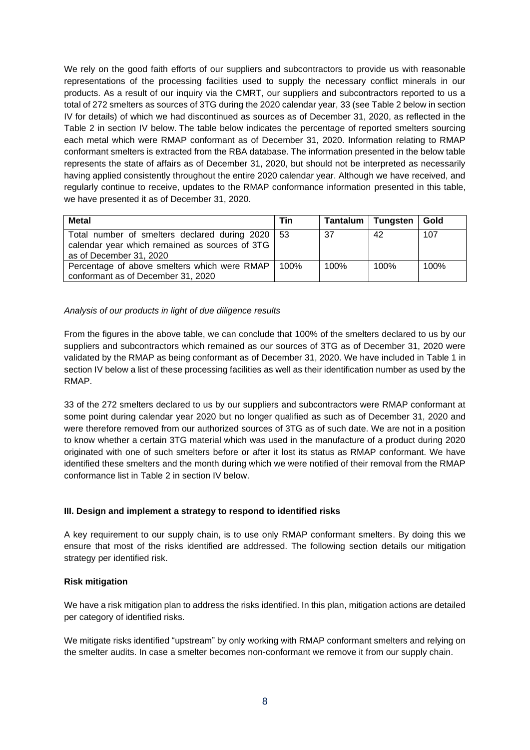We rely on the good faith efforts of our suppliers and subcontractors to provide us with reasonable representations of the processing facilities used to supply the necessary conflict minerals in our products. As a result of our inquiry via the CMRT, our suppliers and subcontractors reported to us a total of 272 smelters as sources of 3TG during the 2020 calendar year, 33 (see Table 2 below in section IV for details) of which we had discontinued as sources as of December 31, 2020, as reflected in the Table 2 in section IV below. The table below indicates the percentage of reported smelters sourcing each metal which were RMAP conformant as of December 31, 2020. Information relating to RMAP conformant smelters is extracted from the RBA database. The information presented in the below table represents the state of affairs as of December 31, 2020, but should not be interpreted as necessarily having applied consistently throughout the entire 2020 calendar year. Although we have received, and regularly continue to receive, updates to the RMAP conformance information presented in this table, we have presented it as of December 31, 2020.

| Metal | Tin | Tantalum | Tungsten | Gold |
|---|---|---|---|---|
| Total number of smelters declared during 2020 calendar year which remained as sources of 3TG as of December 31, 2020 | 53 | 37 | 42 | 107 |
| Percentage of above smelters which were RMAP conformant as of December 31, 2020 | 100% | 100% | 100% | 100% |

*Analysis of our products in light of due diligence results*

From the figures in the above table, we can conclude that 100% of the smelters declared to us by our suppliers and subcontractors which remained as our sources of 3TG as of December 31, 2020 were validated by the RMAP as being conformant as of December 31, 2020. We have included in Table 1 in section IV below a list of these processing facilities as well as their identification number as used by the RMAP.

33 of the 272 smelters declared to us by our suppliers and subcontractors were RMAP conformant at some point during calendar year 2020 but no longer qualified as such as of December 31, 2020 and were therefore removed from our authorized sources of 3TG as of such date. We are not in a position to know whether a certain 3TG material which was used in the manufacture of a product during 2020 originated with one of such smelters before or after it lost its status as RMAP conformant. We have identified these smelters and the month during which we were notified of their removal from the RMAP conformance list in Table 2 in section IV below.

**III. Design and implement a strategy to respond to identified risks**

A key requirement to our supply chain, is to use only RMAP conformant smelters. By doing this we ensure that most of the risks identified are addressed. The following section details our mitigation strategy per identified risk.

**Risk mitigation**

We have a risk mitigation plan to address the risks identified. In this plan, mitigation actions are detailed per category of identified risks.

We mitigate risks identified "upstream" by only working with RMAP conformant smelters and relying on the smelter audits. In case a smelter becomes non-conformant we remove it from our supply chain.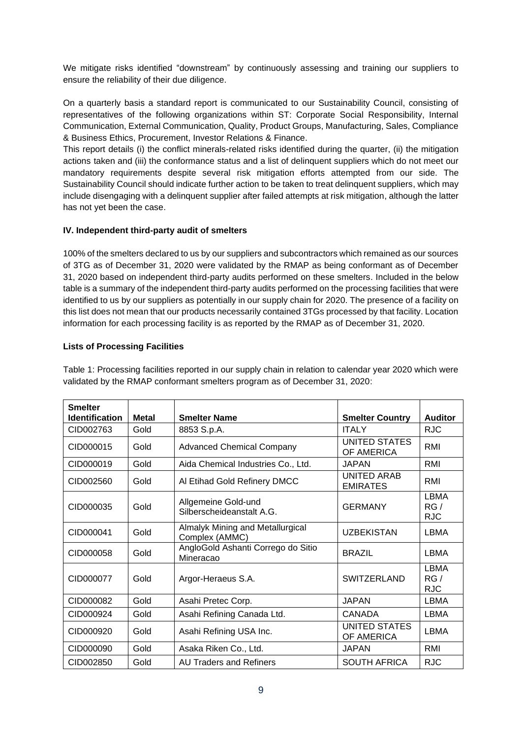We mitigate risks identified "downstream" by continuously assessing and training our suppliers to ensure the reliability of their due diligence.

On a quarterly basis a standard report is communicated to our Sustainability Council, consisting of representatives of the following organizations within ST: Corporate Social Responsibility, Internal Communication, External Communication, Quality, Product Groups, Manufacturing, Sales, Compliance & Business Ethics, Procurement, Investor Relations & Finance.
This report details (i) the conflict minerals-related risks identified during the quarter, (ii) the mitigation actions taken and (iii) the conformance status and a list of delinquent suppliers which do not meet our mandatory requirements despite several risk mitigation efforts attempted from our side. The Sustainability Council should indicate further action to be taken to treat delinquent suppliers, which may include disengaging with a delinquent supplier after failed attempts at risk mitigation, although the latter has not yet been the case.

**IV. Independent third-party audit of smelters**

100% of the smelters declared to us by our suppliers and subcontractors which remained as our sources of 3TG as of December 31, 2020 were validated by the RMAP as being conformant as of December 31, 2020 based on independent third-party audits performed on these smelters. Included in the below table is a summary of the independent third-party audits performed on the processing facilities that were identified to us by our suppliers as potentially in our supply chain for 2020. The presence of a facility on this list does not mean that our products necessarily contained 3TGs processed by that facility. Location information for each processing facility is as reported by the RMAP as of December 31, 2020.

**Lists of Processing Facilities**

Table 1: Processing facilities reported in our supply chain in relation to calendar year 2020 which were validated by the RMAP conformant smelters program as of December 31, 2020:

| Smelter Identification | Metal | Smelter Name | Smelter Country | Auditor |
|---|---|---|---|---|
| CID002763 | Gold | 8853 S.p.A. | ITALY | RJC |
| CID000015 | Gold | Advanced Chemical Company | UNITED STATES OF AMERICA | RMI |
| CID000019 | Gold | Aida Chemical Industries Co., Ltd. | JAPAN | RMI |
| CID002560 | Gold | Al Etihad Gold Refinery DMCC | UNITED ARAB EMIRATES | RMI |
| CID000035 | Gold | Allgemeine Gold-und Silberscheideanstalt A.G. | GERMANY | LBMA RG / RJC |
| CID000041 | Gold | Almalyk Mining and Metallurgical Complex (AMMC) | UZBEKISTAN | LBMA |
| CID000058 | Gold | AngloGold Ashanti Corrego do Sitio Mineracao | BRAZIL | LBMA |
| CID000077 | Gold | Argor-Heraeus S.A. | SWITZERLAND | LBMA RG / RJC |
| CID000082 | Gold | Asahi Pretec Corp. | JAPAN | LBMA |
| CID000924 | Gold | Asahi Refining Canada Ltd. | CANADA | LBMA |
| CID000920 | Gold | Asahi Refining USA Inc. | UNITED STATES OF AMERICA | LBMA |
| CID000090 | Gold | Asaka Riken Co., Ltd. | JAPAN | RMI |
| CID002850 | Gold | AU Traders and Refiners | SOUTH AFRICA | RJC |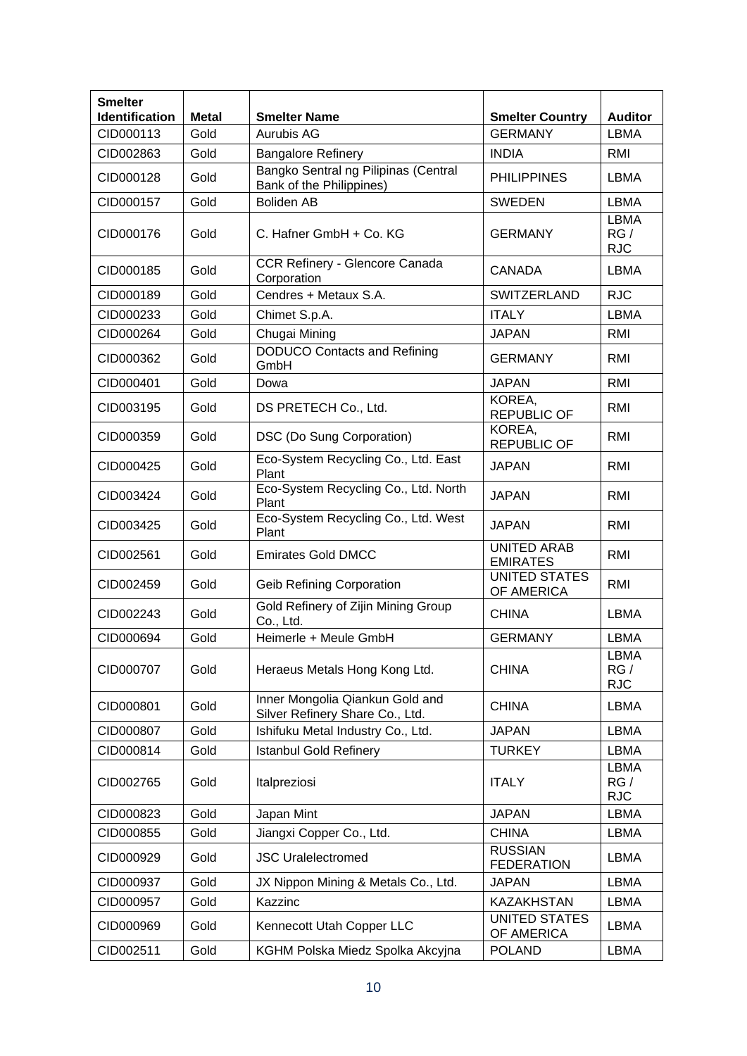| Smelter Identification | Metal | Smelter Name | Smelter Country | Auditor |
|---|---|---|---|---|
| CID000113 | Gold | Aurubis AG | GERMANY | LBMA |
| CID002863 | Gold | Bangalore Refinery | INDIA | RMI |
| CID000128 | Gold | Bangko Sentral ng Pilipinas (Central Bank of the Philippines) | PHILIPPINES | LBMA |
| CID000157 | Gold | Boliden AB | SWEDEN | LBMA |
| CID000176 | Gold | C. Hafner GmbH + Co. KG | GERMANY | LBMA RG / RJC |
| CID000185 | Gold | CCR Refinery - Glencore Canada Corporation | CANADA | LBMA |
| CID000189 | Gold | Cendres + Metaux S.A. | SWITZERLAND | RJC |
| CID000233 | Gold | Chimet S.p.A. | ITALY | LBMA |
| CID000264 | Gold | Chugai Mining | JAPAN | RMI |
| CID000362 | Gold | DODUCO Contacts and Refining GmbH | GERMANY | RMI |
| CID000401 | Gold | Dowa | JAPAN | RMI |
| CID003195 | Gold | DS PRETECH Co., Ltd. | KOREA, REPUBLIC OF | RMI |
| CID000359 | Gold | DSC (Do Sung Corporation) | KOREA, REPUBLIC OF | RMI |
| CID000425 | Gold | Eco-System Recycling Co., Ltd. East Plant | JAPAN | RMI |
| CID003424 | Gold | Eco-System Recycling Co., Ltd. North Plant | JAPAN | RMI |
| CID003425 | Gold | Eco-System Recycling Co., Ltd. West Plant | JAPAN | RMI |
| CID002561 | Gold | Emirates Gold DMCC | UNITED ARAB EMIRATES | RMI |
| CID002459 | Gold | Geib Refining Corporation | UNITED STATES OF AMERICA | RMI |
| CID002243 | Gold | Gold Refinery of Zijin Mining Group Co., Ltd. | CHINA | LBMA |
| CID000694 | Gold | Heimerle + Meule GmbH | GERMANY | LBMA |
| CID000707 | Gold | Heraeus Metals Hong Kong Ltd. | CHINA | LBMA RG / RJC |
| CID000801 | Gold | Inner Mongolia Qiankun Gold and Silver Refinery Share Co., Ltd. | CHINA | LBMA |
| CID000807 | Gold | Ishifuku Metal Industry Co., Ltd. | JAPAN | LBMA |
| CID000814 | Gold | Istanbul Gold Refinery | TURKEY | LBMA |
| CID002765 | Gold | Italpreziosi | ITALY | LBMA RG / RJC |
| CID000823 | Gold | Japan Mint | JAPAN | LBMA |
| CID000855 | Gold | Jiangxi Copper Co., Ltd. | CHINA | LBMA |
| CID000929 | Gold | JSC Uralelectromed | RUSSIAN FEDERATION | LBMA |
| CID000937 | Gold | JX Nippon Mining & Metals Co., Ltd. | JAPAN | LBMA |
| CID000957 | Gold | Kazzinc | KAZAKHSTAN | LBMA |
| CID000969 | Gold | Kennecott Utah Copper LLC | UNITED STATES OF AMERICA | LBMA |
| CID002511 | Gold | KGHM Polska Miedz Spolka Akcyjna | POLAND | LBMA |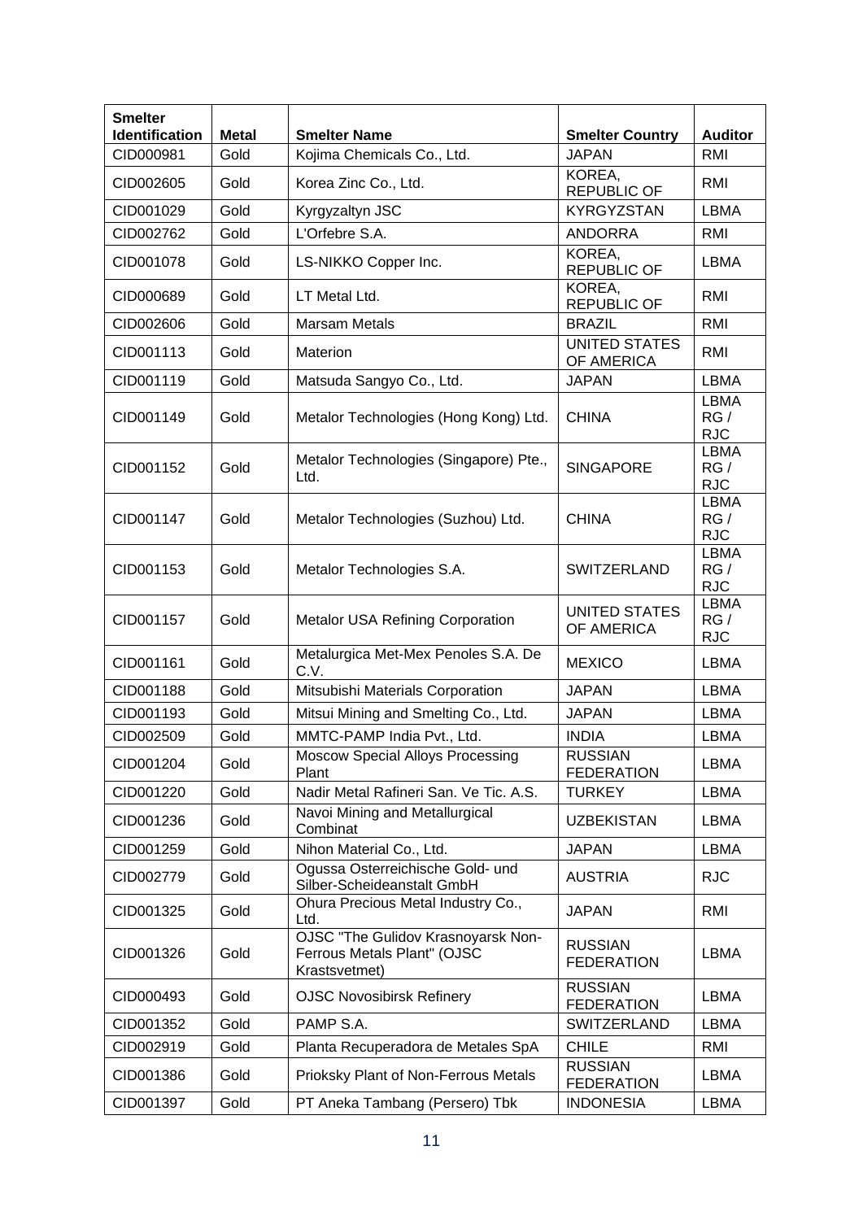| Smelter Identification | Metal | Smelter Name | Smelter Country | Auditor |
|---|---|---|---|---|
| CID000981 | Gold | Kojima Chemicals Co., Ltd. | JAPAN | RMI |
| CID002605 | Gold | Korea Zinc Co., Ltd. | KOREA, REPUBLIC OF | RMI |
| CID001029 | Gold | Kyrgyzaltyn JSC | KYRGYZSTAN | LBMA |
| CID002762 | Gold | L'Orfebre S.A. | ANDORRA | RMI |
| CID001078 | Gold | LS-NIKKO Copper Inc. | KOREA, REPUBLIC OF | LBMA |
| CID000689 | Gold | LT Metal Ltd. | KOREA, REPUBLIC OF | RMI |
| CID002606 | Gold | Marsam Metals | BRAZIL | RMI |
| CID001113 | Gold | Materion | UNITED STATES OF AMERICA | RMI |
| CID001119 | Gold | Matsuda Sangyo Co., Ltd. | JAPAN | LBMA |
| CID001149 | Gold | Metalor Technologies (Hong Kong) Ltd. | CHINA | LBMA RG / RJC |
| CID001152 | Gold | Metalor Technologies (Singapore) Pte., Ltd. | SINGAPORE | LBMA RG / RJC |
| CID001147 | Gold | Metalor Technologies (Suzhou) Ltd. | CHINA | LBMA RG / RJC |
| CID001153 | Gold | Metalor Technologies S.A. | SWITZERLAND | LBMA RG / RJC |
| CID001157 | Gold | Metalor USA Refining Corporation | UNITED STATES OF AMERICA | LBMA RG / RJC |
| CID001161 | Gold | Metalurgica Met-Mex Penoles S.A. De C.V. | MEXICO | LBMA |
| CID001188 | Gold | Mitsubishi Materials Corporation | JAPAN | LBMA |
| CID001193 | Gold | Mitsui Mining and Smelting Co., Ltd. | JAPAN | LBMA |
| CID002509 | Gold | MMTC-PAMP India Pvt., Ltd. | INDIA | LBMA |
| CID001204 | Gold | Moscow Special Alloys Processing Plant | RUSSIAN FEDERATION | LBMA |
| CID001220 | Gold | Nadir Metal Rafineri San. Ve Tic. A.S. | TURKEY | LBMA |
| CID001236 | Gold | Navoi Mining and Metallurgical Combinat | UZBEKISTAN | LBMA |
| CID001259 | Gold | Nihon Material Co., Ltd. | JAPAN | LBMA |
| CID002779 | Gold | Ogussa Osterreichische Gold- und Silber-Scheideanstalt GmbH | AUSTRIA | RJC |
| CID001325 | Gold | Ohura Precious Metal Industry Co., Ltd. | JAPAN | RMI |
| CID001326 | Gold | OJSC "The Gulidov Krasnoyarsk Non-Ferrous Metals Plant" (OJSC Krastsvetmet) | RUSSIAN FEDERATION | LBMA |
| CID000493 | Gold | OJSC Novosibirsk Refinery | RUSSIAN FEDERATION | LBMA |
| CID001352 | Gold | PAMP S.A. | SWITZERLAND | LBMA |
| CID002919 | Gold | Planta Recuperadora de Metales SpA | CHILE | RMI |
| CID001386 | Gold | Prioksky Plant of Non-Ferrous Metals | RUSSIAN FEDERATION | LBMA |
| CID001397 | Gold | PT Aneka Tambang (Persero) Tbk | INDONESIA | LBMA |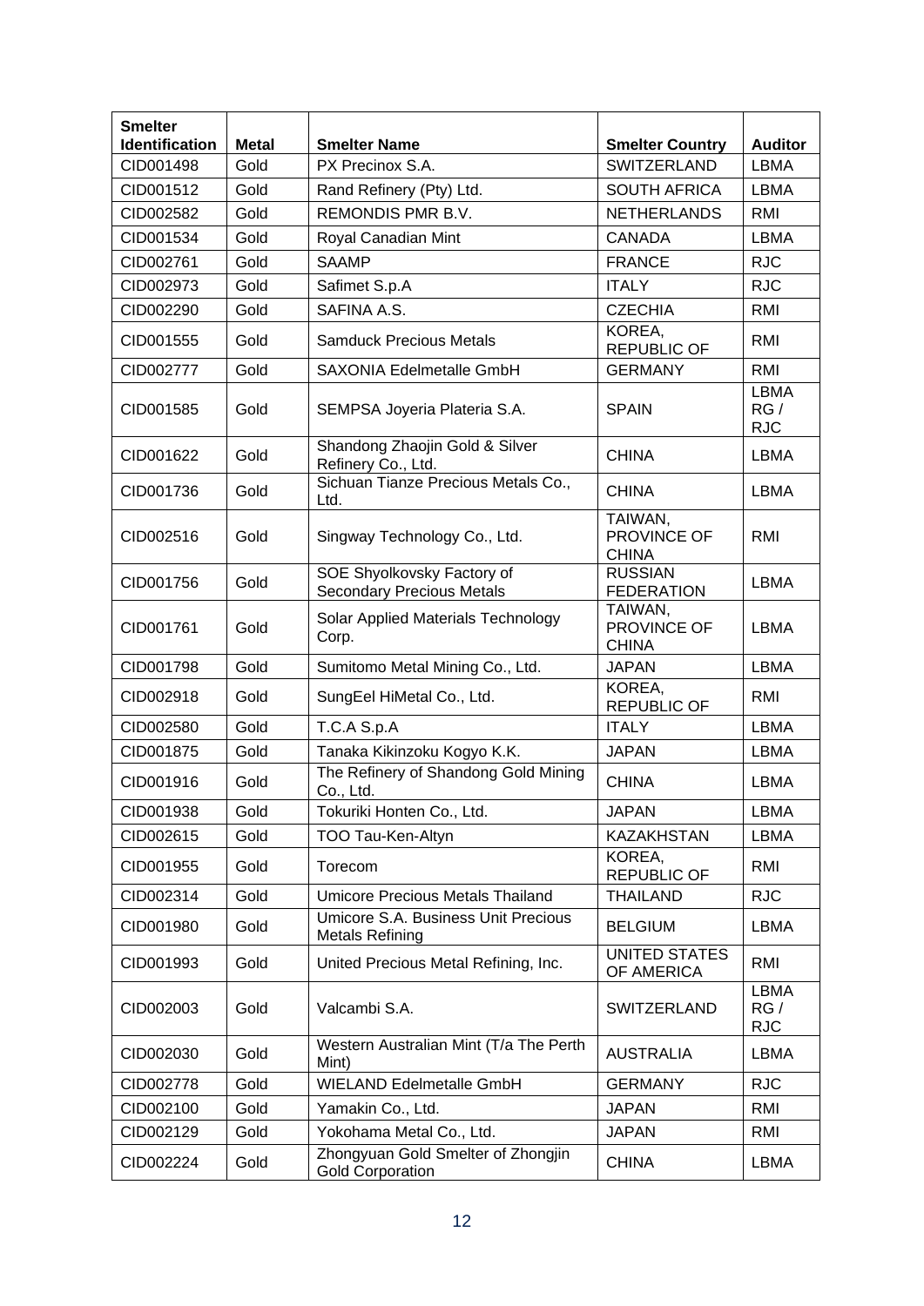| Smelter Identification | Metal | Smelter Name | Smelter Country | Auditor |
|---|---|---|---|---|
| CID001498 | Gold | PX Precinox S.A. | SWITZERLAND | LBMA |
| CID001512 | Gold | Rand Refinery (Pty) Ltd. | SOUTH AFRICA | LBMA |
| CID002582 | Gold | REMONDIS PMR B.V. | NETHERLANDS | RMI |
| CID001534 | Gold | Royal Canadian Mint | CANADA | LBMA |
| CID002761 | Gold | SAAMP | FRANCE | RJC |
| CID002973 | Gold | Safimet S.p.A | ITALY | RJC |
| CID002290 | Gold | SAFINA A.S. | CZECHIA | RMI |
| CID001555 | Gold | Samduck Precious Metals | KOREA, REPUBLIC OF | RMI |
| CID002777 | Gold | SAXONIA Edelmetalle GmbH | GERMANY | RMI |
| CID001585 | Gold | SEMPSA Joyeria Plateria S.A. | SPAIN | LBMA RG / RJC |
| CID001622 | Gold | Shandong Zhaojin Gold & Silver Refinery Co., Ltd. | CHINA | LBMA |
| CID001736 | Gold | Sichuan Tianze Precious Metals Co., Ltd. | CHINA | LBMA |
| CID002516 | Gold | Singway Technology Co., Ltd. | TAIWAN, PROVINCE OF CHINA | RMI |
| CID001756 | Gold | SOE Shyolkovsky Factory of Secondary Precious Metals | RUSSIAN FEDERATION | LBMA |
| CID001761 | Gold | Solar Applied Materials Technology Corp. | TAIWAN, PROVINCE OF CHINA | LBMA |
| CID001798 | Gold | Sumitomo Metal Mining Co., Ltd. | JAPAN | LBMA |
| CID002918 | Gold | SungEel HiMetal Co., Ltd. | KOREA, REPUBLIC OF | RMI |
| CID002580 | Gold | T.C.A S.p.A | ITALY | LBMA |
| CID001875 | Gold | Tanaka Kikinzoku Kogyo K.K. | JAPAN | LBMA |
| CID001916 | Gold | The Refinery of Shandong Gold Mining Co., Ltd. | CHINA | LBMA |
| CID001938 | Gold | Tokuriki Honten Co., Ltd. | JAPAN | LBMA |
| CID002615 | Gold | TOO Tau-Ken-Altyn | KAZAKHSTAN | LBMA |
| CID001955 | Gold | Torecom | KOREA, REPUBLIC OF | RMI |
| CID002314 | Gold | Umicore Precious Metals Thailand | THAILAND | RJC |
| CID001980 | Gold | Umicore S.A. Business Unit Precious Metals Refining | BELGIUM | LBMA |
| CID001993 | Gold | United Precious Metal Refining, Inc. | UNITED STATES OF AMERICA | RMI |
| CID002003 | Gold | Valcambi S.A. | SWITZERLAND | LBMA RG / RJC |
| CID002030 | Gold | Western Australian Mint (T/a The Perth Mint) | AUSTRALIA | LBMA |
| CID002778 | Gold | WIELAND Edelmetalle GmbH | GERMANY | RJC |
| CID002100 | Gold | Yamakin Co., Ltd. | JAPAN | RMI |
| CID002129 | Gold | Yokohama Metal Co., Ltd. | JAPAN | RMI |
| CID002224 | Gold | Zhongyuan Gold Smelter of Zhongjin Gold Corporation | CHINA | LBMA |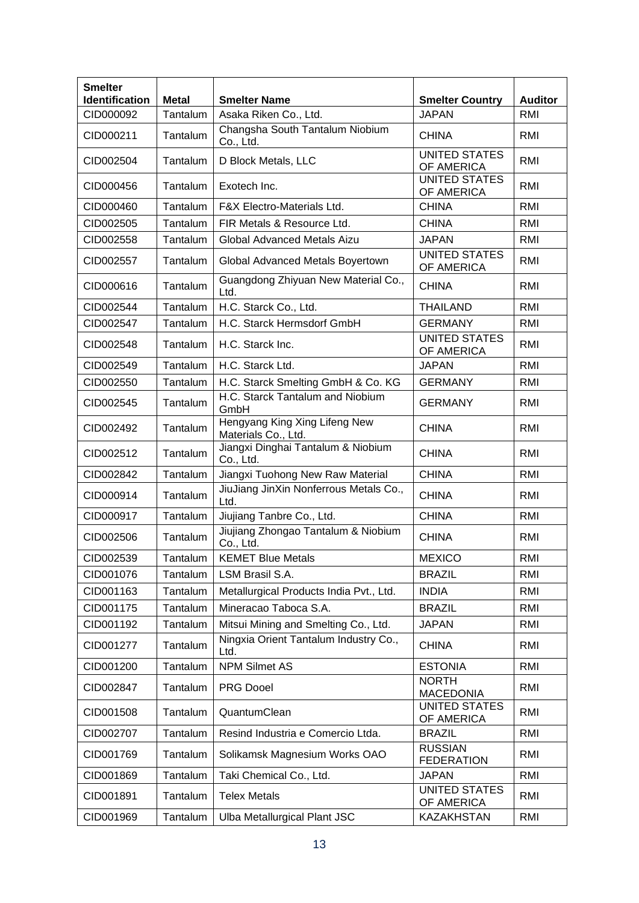| Smelter Identification | Metal | Smelter Name | Smelter Country | Auditor |
|---|---|---|---|---|
| CID000092 | Tantalum | Asaka Riken Co., Ltd. | JAPAN | RMI |
| CID000211 | Tantalum | Changsha South Tantalum Niobium Co., Ltd. | CHINA | RMI |
| CID002504 | Tantalum | D Block Metals, LLC | UNITED STATES OF AMERICA | RMI |
| CID000456 | Tantalum | Exotech Inc. | UNITED STATES OF AMERICA | RMI |
| CID000460 | Tantalum | F&X Electro-Materials Ltd. | CHINA | RMI |
| CID002505 | Tantalum | FIR Metals & Resource Ltd. | CHINA | RMI |
| CID002558 | Tantalum | Global Advanced Metals Aizu | JAPAN | RMI |
| CID002557 | Tantalum | Global Advanced Metals Boyertown | UNITED STATES OF AMERICA | RMI |
| CID000616 | Tantalum | Guangdong Zhiyuan New Material Co., Ltd. | CHINA | RMI |
| CID002544 | Tantalum | H.C. Starck Co., Ltd. | THAILAND | RMI |
| CID002547 | Tantalum | H.C. Starck Hermsdorf GmbH | GERMANY | RMI |
| CID002548 | Tantalum | H.C. Starck Inc. | UNITED STATES OF AMERICA | RMI |
| CID002549 | Tantalum | H.C. Starck Ltd. | JAPAN | RMI |
| CID002550 | Tantalum | H.C. Starck Smelting GmbH & Co. KG | GERMANY | RMI |
| CID002545 | Tantalum | H.C. Starck Tantalum and Niobium GmbH | GERMANY | RMI |
| CID002492 | Tantalum | Hengyang King Xing Lifeng New Materials Co., Ltd. | CHINA | RMI |
| CID002512 | Tantalum | Jiangxi Dinghai Tantalum & Niobium Co., Ltd. | CHINA | RMI |
| CID002842 | Tantalum | Jiangxi Tuohong New Raw Material | CHINA | RMI |
| CID000914 | Tantalum | JiuJiang JinXin Nonferrous Metals Co., Ltd. | CHINA | RMI |
| CID000917 | Tantalum | Jiujiang Tanbre Co., Ltd. | CHINA | RMI |
| CID002506 | Tantalum | Jiujiang Zhongao Tantalum & Niobium Co., Ltd. | CHINA | RMI |
| CID002539 | Tantalum | KEMET Blue Metals | MEXICO | RMI |
| CID001076 | Tantalum | LSM Brasil S.A. | BRAZIL | RMI |
| CID001163 | Tantalum | Metallurgical Products India Pvt., Ltd. | INDIA | RMI |
| CID001175 | Tantalum | Mineracao Taboca S.A. | BRAZIL | RMI |
| CID001192 | Tantalum | Mitsui Mining and Smelting Co., Ltd. | JAPAN | RMI |
| CID001277 | Tantalum | Ningxia Orient Tantalum Industry Co., Ltd. | CHINA | RMI |
| CID001200 | Tantalum | NPM Silmet AS | ESTONIA | RMI |
| CID002847 | Tantalum | PRG Dooel | NORTH MACEDONIA | RMI |
| CID001508 | Tantalum | QuantumClean | UNITED STATES OF AMERICA | RMI |
| CID002707 | Tantalum | Resind Industria e Comercio Ltda. | BRAZIL | RMI |
| CID001769 | Tantalum | Solikamsk Magnesium Works OAO | RUSSIAN FEDERATION | RMI |
| CID001869 | Tantalum | Taki Chemical Co., Ltd. | JAPAN | RMI |
| CID001891 | Tantalum | Telex Metals | UNITED STATES OF AMERICA | RMI |
| CID001969 | Tantalum | Ulba Metallurgical Plant JSC | KAZAKHSTAN | RMI |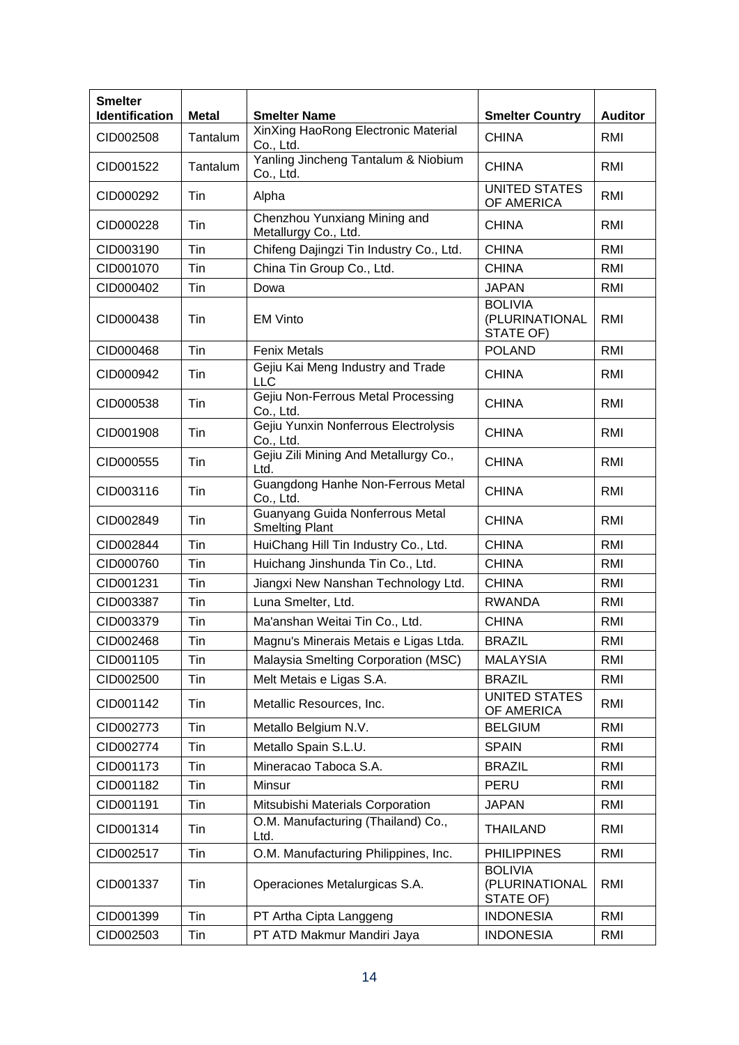| Smelter Identification | Metal | Smelter Name | Smelter Country | Auditor |
|---|---|---|---|---|
| CID002508 | Tantalum | XinXing HaoRong Electronic Material Co., Ltd. | CHINA | RMI |
| CID001522 | Tantalum | Yanling Jincheng Tantalum & Niobium Co., Ltd. | CHINA | RMI |
| CID000292 | Tin | Alpha | UNITED STATES OF AMERICA | RMI |
| CID000228 | Tin | Chenzhou Yunxiang Mining and Metallurgy Co., Ltd. | CHINA | RMI |
| CID003190 | Tin | Chifeng Dajingzi Tin Industry Co., Ltd. | CHINA | RMI |
| CID001070 | Tin | China Tin Group Co., Ltd. | CHINA | RMI |
| CID000402 | Tin | Dowa | JAPAN | RMI |
| CID000438 | Tin | EM Vinto | BOLIVIA (PLURINATIONAL STATE OF) | RMI |
| CID000468 | Tin | Fenix Metals | POLAND | RMI |
| CID000942 | Tin | Gejiu Kai Meng Industry and Trade LLC | CHINA | RMI |
| CID000538 | Tin | Gejiu Non-Ferrous Metal Processing Co., Ltd. | CHINA | RMI |
| CID001908 | Tin | Gejiu Yunxin Nonferrous Electrolysis Co., Ltd. | CHINA | RMI |
| CID000555 | Tin | Gejiu Zili Mining And Metallurgy Co., Ltd. | CHINA | RMI |
| CID003116 | Tin | Guangdong Hanhe Non-Ferrous Metal Co., Ltd. | CHINA | RMI |
| CID002849 | Tin | Guanyang Guida Nonferrous Metal Smelting Plant | CHINA | RMI |
| CID002844 | Tin | HuiChang Hill Tin Industry Co., Ltd. | CHINA | RMI |
| CID000760 | Tin | Huichang Jinshunda Tin Co., Ltd. | CHINA | RMI |
| CID001231 | Tin | Jiangxi New Nanshan Technology Ltd. | CHINA | RMI |
| CID003387 | Tin | Luna Smelter, Ltd. | RWANDA | RMI |
| CID003379 | Tin | Ma'anshan Weitai Tin Co., Ltd. | CHINA | RMI |
| CID002468 | Tin | Magnu's Minerais Metais e Ligas Ltda. | BRAZIL | RMI |
| CID001105 | Tin | Malaysia Smelting Corporation (MSC) | MALAYSIA | RMI |
| CID002500 | Tin | Melt Metais e Ligas S.A. | BRAZIL | RMI |
| CID001142 | Tin | Metallic Resources, Inc. | UNITED STATES OF AMERICA | RMI |
| CID002773 | Tin | Metallo Belgium N.V. | BELGIUM | RMI |
| CID002774 | Tin | Metallo Spain S.L.U. | SPAIN | RMI |
| CID001173 | Tin | Mineracao Taboca S.A. | BRAZIL | RMI |
| CID001182 | Tin | Minsur | PERU | RMI |
| CID001191 | Tin | Mitsubishi Materials Corporation | JAPAN | RMI |
| CID001314 | Tin | O.M. Manufacturing (Thailand) Co., Ltd. | THAILAND | RMI |
| CID002517 | Tin | O.M. Manufacturing Philippines, Inc. | PHILIPPINES | RMI |
| CID001337 | Tin | Operaciones Metalurgicas S.A. | BOLIVIA (PLURINATIONAL STATE OF) | RMI |
| CID001399 | Tin | PT Artha Cipta Langgeng | INDONESIA | RMI |
| CID002503 | Tin | PT ATD Makmur Mandiri Jaya | INDONESIA | RMI |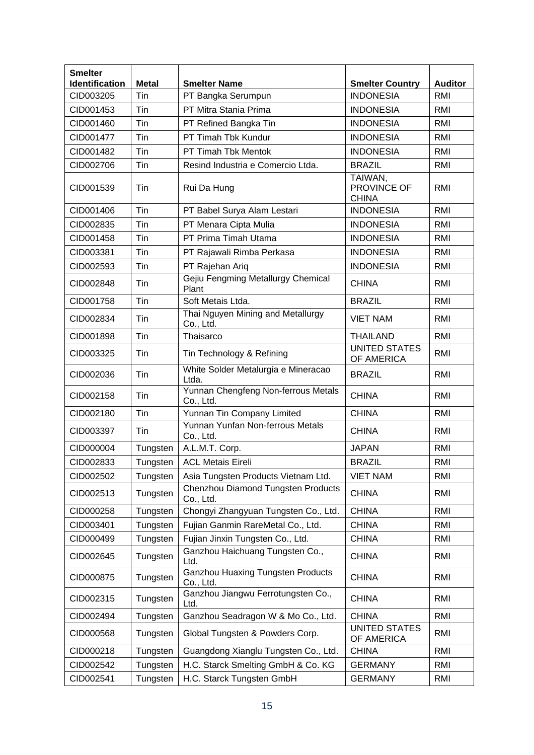| Smelter Identification | Metal | Smelter Name | Smelter Country | Auditor |
|---|---|---|---|---|
| CID003205 | Tin | PT Bangka Serumpun | INDONESIA | RMI |
| CID001453 | Tin | PT Mitra Stania Prima | INDONESIA | RMI |
| CID001460 | Tin | PT Refined Bangka Tin | INDONESIA | RMI |
| CID001477 | Tin | PT Timah Tbk Kundur | INDONESIA | RMI |
| CID001482 | Tin | PT Timah Tbk Mentok | INDONESIA | RMI |
| CID002706 | Tin | Resind Industria e Comercio Ltda. | BRAZIL | RMI |
| CID001539 | Tin | Rui Da Hung | TAIWAN, PROVINCE OF CHINA | RMI |
| CID001406 | Tin | PT Babel Surya Alam Lestari | INDONESIA | RMI |
| CID002835 | Tin | PT Menara Cipta Mulia | INDONESIA | RMI |
| CID001458 | Tin | PT Prima Timah Utama | INDONESIA | RMI |
| CID003381 | Tin | PT Rajawali Rimba Perkasa | INDONESIA | RMI |
| CID002593 | Tin | PT Rajehan Ariq | INDONESIA | RMI |
| CID002848 | Tin | Gejiu Fengming Metallurgy Chemical Plant | CHINA | RMI |
| CID001758 | Tin | Soft Metais Ltda. | BRAZIL | RMI |
| CID002834 | Tin | Thai Nguyen Mining and Metallurgy Co., Ltd. | VIET NAM | RMI |
| CID001898 | Tin | Thaisarco | THAILAND | RMI |
| CID003325 | Tin | Tin Technology & Refining | UNITED STATES OF AMERICA | RMI |
| CID002036 | Tin | White Solder Metalurgia e Mineracao Ltda. | BRAZIL | RMI |
| CID002158 | Tin | Yunnan Chengfeng Non-ferrous Metals Co., Ltd. | CHINA | RMI |
| CID002180 | Tin | Yunnan Tin Company Limited | CHINA | RMI |
| CID003397 | Tin | Yunnan Yunfan Non-ferrous Metals Co., Ltd. | CHINA | RMI |
| CID000004 | Tungsten | A.L.M.T. Corp. | JAPAN | RMI |
| CID002833 | Tungsten | ACL Metais Eireli | BRAZIL | RMI |
| CID002502 | Tungsten | Asia Tungsten Products Vietnam Ltd. | VIET NAM | RMI |
| CID002513 | Tungsten | Chenzhou Diamond Tungsten Products Co., Ltd. | CHINA | RMI |
| CID000258 | Tungsten | Chongyi Zhangyuan Tungsten Co., Ltd. | CHINA | RMI |
| CID003401 | Tungsten | Fujian Ganmin RareMetal Co., Ltd. | CHINA | RMI |
| CID000499 | Tungsten | Fujian Jinxin Tungsten Co., Ltd. | CHINA | RMI |
| CID002645 | Tungsten | Ganzhou Haichuang Tungsten Co., Ltd. | CHINA | RMI |
| CID000875 | Tungsten | Ganzhou Huaxing Tungsten Products Co., Ltd. | CHINA | RMI |
| CID002315 | Tungsten | Ganzhou Jiangwu Ferrotungsten Co., Ltd. | CHINA | RMI |
| CID002494 | Tungsten | Ganzhou Seadragon W & Mo Co., Ltd. | CHINA | RMI |
| CID000568 | Tungsten | Global Tungsten & Powders Corp. | UNITED STATES OF AMERICA | RMI |
| CID000218 | Tungsten | Guangdong Xianglu Tungsten Co., Ltd. | CHINA | RMI |
| CID002542 | Tungsten | H.C. Starck Smelting GmbH & Co. KG | GERMANY | RMI |
| CID002541 | Tungsten | H.C. Starck Tungsten GmbH | GERMANY | RMI |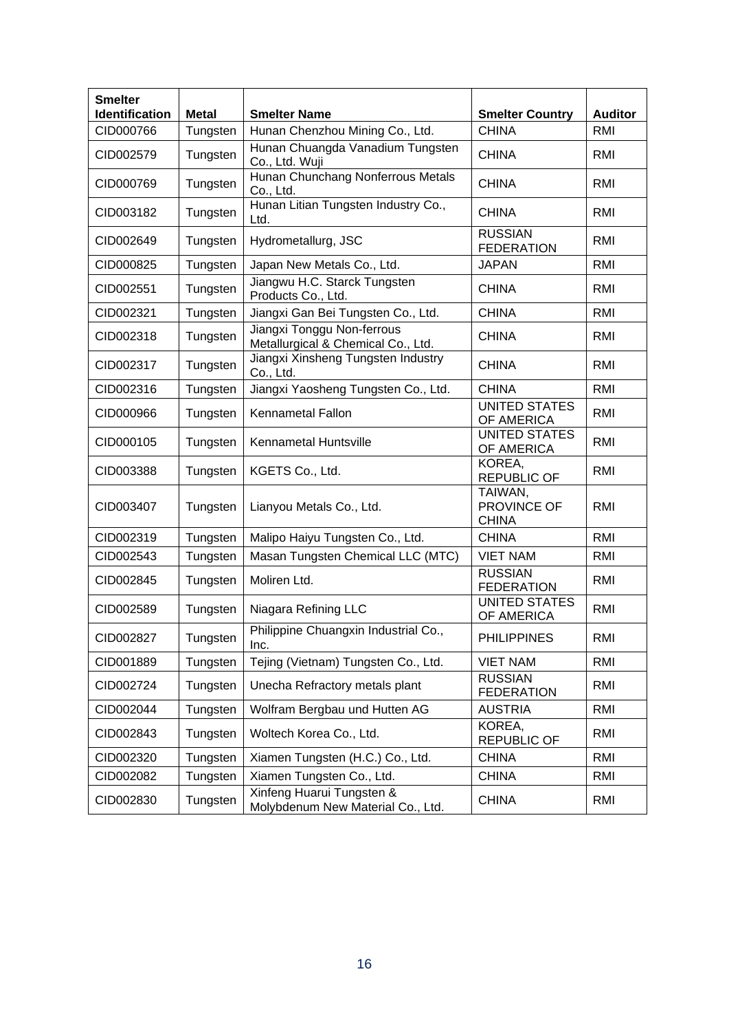| Smelter Identification | Metal | Smelter Name | Smelter Country | Auditor |
|---|---|---|---|---|
| CID000766 | Tungsten | Hunan Chenzhou Mining Co., Ltd. | CHINA | RMI |
| CID002579 | Tungsten | Hunan Chuangda Vanadium Tungsten Co., Ltd. Wuji | CHINA | RMI |
| CID000769 | Tungsten | Hunan Chunchang Nonferrous Metals Co., Ltd. | CHINA | RMI |
| CID003182 | Tungsten | Hunan Litian Tungsten Industry Co., Ltd. | CHINA | RMI |
| CID002649 | Tungsten | Hydrometallurg, JSC | RUSSIAN FEDERATION | RMI |
| CID000825 | Tungsten | Japan New Metals Co., Ltd. | JAPAN | RMI |
| CID002551 | Tungsten | Jiangwu H.C. Starck Tungsten Products Co., Ltd. | CHINA | RMI |
| CID002321 | Tungsten | Jiangxi Gan Bei Tungsten Co., Ltd. | CHINA | RMI |
| CID002318 | Tungsten | Jiangxi Tonggu Non-ferrous Metallurgical & Chemical Co., Ltd. | CHINA | RMI |
| CID002317 | Tungsten | Jiangxi Xinsheng Tungsten Industry Co., Ltd. | CHINA | RMI |
| CID002316 | Tungsten | Jiangxi Yaosheng Tungsten Co., Ltd. | CHINA | RMI |
| CID000966 | Tungsten | Kennametal Fallon | UNITED STATES OF AMERICA | RMI |
| CID000105 | Tungsten | Kennametal Huntsville | UNITED STATES OF AMERICA | RMI |
| CID003388 | Tungsten | KGETS Co., Ltd. | KOREA, REPUBLIC OF | RMI |
| CID003407 | Tungsten | Lianyou Metals Co., Ltd. | TAIWAN, PROVINCE OF CHINA | RMI |
| CID002319 | Tungsten | Malipo Haiyu Tungsten Co., Ltd. | CHINA | RMI |
| CID002543 | Tungsten | Masan Tungsten Chemical LLC (MTC) | VIET NAM | RMI |
| CID002845 | Tungsten | Moliren Ltd. | RUSSIAN FEDERATION | RMI |
| CID002589 | Tungsten | Niagara Refining LLC | UNITED STATES OF AMERICA | RMI |
| CID002827 | Tungsten | Philippine Chuangxin Industrial Co., Inc. | PHILIPPINES | RMI |
| CID001889 | Tungsten | Tejing (Vietnam) Tungsten Co., Ltd. | VIET NAM | RMI |
| CID002724 | Tungsten | Unecha Refractory metals plant | RUSSIAN FEDERATION | RMI |
| CID002044 | Tungsten | Wolfram Bergbau und Hutten AG | AUSTRIA | RMI |
| CID002843 | Tungsten | Woltech Korea Co., Ltd. | KOREA, REPUBLIC OF | RMI |
| CID002320 | Tungsten | Xiamen Tungsten (H.C.) Co., Ltd. | CHINA | RMI |
| CID002082 | Tungsten | Xiamen Tungsten Co., Ltd. | CHINA | RMI |
| CID002830 | Tungsten | Xinfeng Huarui Tungsten & Molybdenum New Material Co., Ltd. | CHINA | RMI |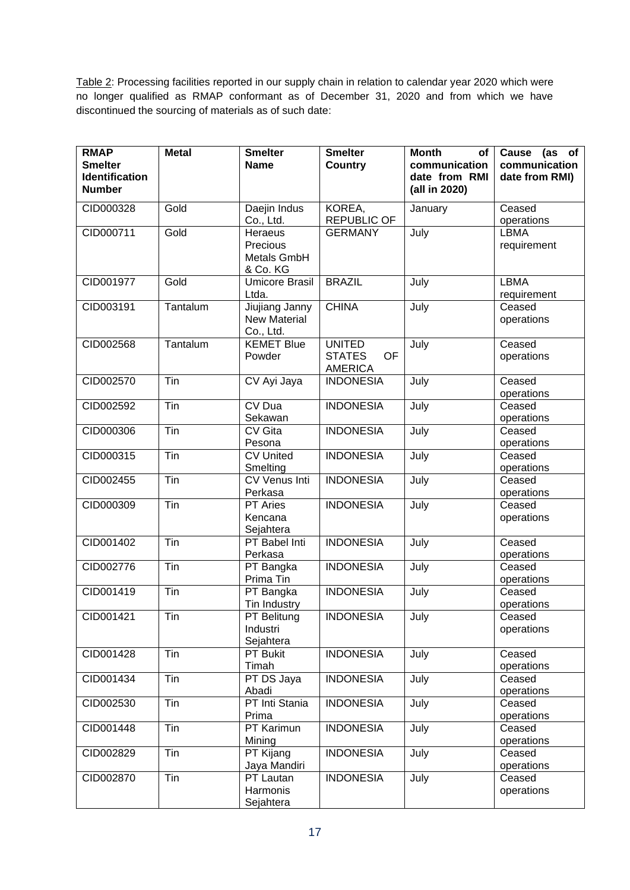Table 2: Processing facilities reported in our supply chain in relation to calendar year 2020 which were no longer qualified as RMAP conformant as of December 31, 2020 and from which we have discontinued the sourcing of materials as of such date:

| RMAP Smelter Identification Number | Metal | Smelter Name | Smelter Country | Month of communication date from RMI (all in 2020) | Cause (as of communication date from RMI) |
|---|---|---|---|---|---|
| CID000328 | Gold | Daejin Indus Co., Ltd. | KOREA, REPUBLIC OF | January | Ceased operations |
| CID000711 | Gold | Heraeus Precious Metals GmbH & Co. KG | GERMANY | July | LBMA requirement |
| CID001977 | Gold | Umicore Brasil Ltda. | BRAZIL | July | LBMA requirement |
| CID003191 | Tantalum | Jiujiang Janny New Material Co., Ltd. | CHINA | July | Ceased operations |
| CID002568 | Tantalum | KEMET Blue Powder | UNITED STATES OF AMERICA | July | Ceased operations |
| CID002570 | Tin | CV Ayi Jaya | INDONESIA | July | Ceased operations |
| CID002592 | Tin | CV Dua Sekawan | INDONESIA | July | Ceased operations |
| CID000306 | Tin | CV Gita Pesona | INDONESIA | July | Ceased operations |
| CID000315 | Tin | CV United Smelting | INDONESIA | July | Ceased operations |
| CID002455 | Tin | CV Venus Inti Perkasa | INDONESIA | July | Ceased operations |
| CID000309 | Tin | PT Aries Kencana Sejahtera | INDONESIA | July | Ceased operations |
| CID001402 | Tin | PT Babel Inti Perkasa | INDONESIA | July | Ceased operations |
| CID002776 | Tin | PT Bangka Prima Tin | INDONESIA | July | Ceased operations |
| CID001419 | Tin | PT Bangka Tin Industry | INDONESIA | July | Ceased operations |
| CID001421 | Tin | PT Belitung Industri Sejahtera | INDONESIA | July | Ceased operations |
| CID001428 | Tin | PT Bukit Timah | INDONESIA | July | Ceased operations |
| CID001434 | Tin | PT DS Jaya Abadi | INDONESIA | July | Ceased operations |
| CID002530 | Tin | PT Inti Stania Prima | INDONESIA | July | Ceased operations |
| CID001448 | Tin | PT Karimun Mining | INDONESIA | July | Ceased operations |
| CID002829 | Tin | PT Kijang Jaya Mandiri | INDONESIA | July | Ceased operations |
| CID002870 | Tin | PT Lautan Harmonis Sejahtera | INDONESIA | July | Ceased operations |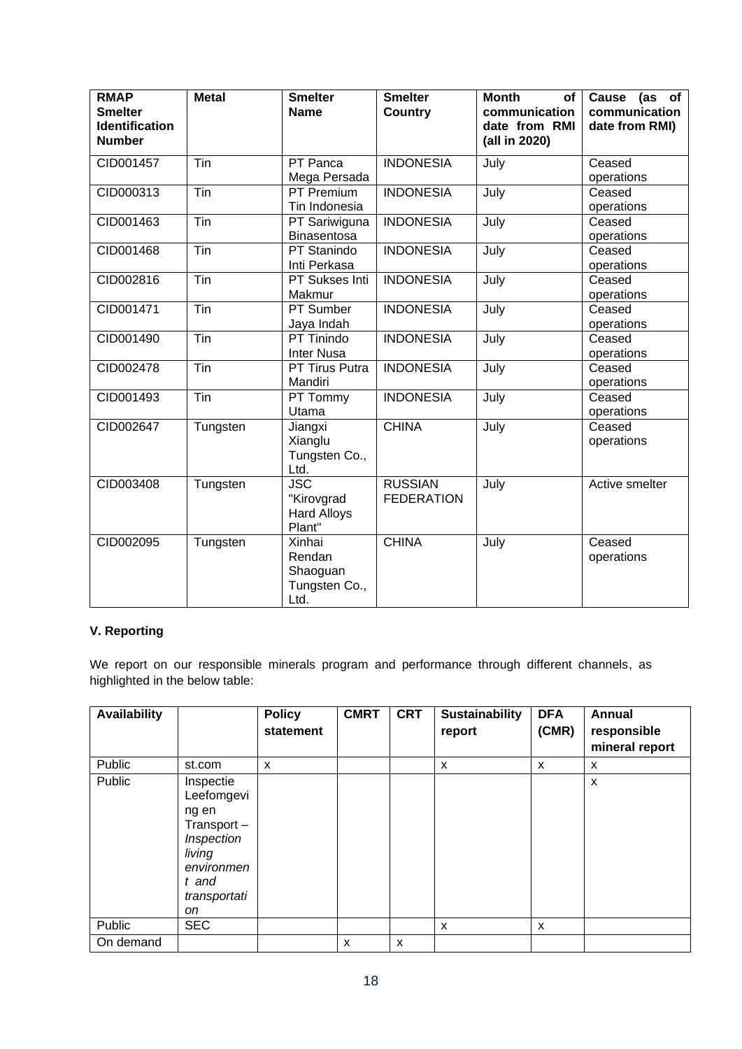| RMAP Smelter Identification Number | Metal | Smelter Name | Smelter Country | Month of communication date from RMI (all in 2020) | Cause (as of communication date from RMI) |
|---|---|---|---|---|---|
| CID001457 | Tin | PT Panca Mega Persada | INDONESIA | July | Ceased operations |
| CID000313 | Tin | PT Premium Tin Indonesia | INDONESIA | July | Ceased operations |
| CID001463 | Tin | PT Sariwiguna Binasentosa | INDONESIA | July | Ceased operations |
| CID001468 | Tin | PT Stanindo Inti Perkasa | INDONESIA | July | Ceased operations |
| CID002816 | Tin | PT Sukses Inti Makmur | INDONESIA | July | Ceased operations |
| CID001471 | Tin | PT Sumber Jaya Indah | INDONESIA | July | Ceased operations |
| CID001490 | Tin | PT Tinindo Inter Nusa | INDONESIA | July | Ceased operations |
| CID002478 | Tin | PT Tirus Putra Mandiri | INDONESIA | July | Ceased operations |
| CID001493 | Tin | PT Tommy Utama | INDONESIA | July | Ceased operations |
| CID002647 | Tungsten | Jiangxi Xianglu Tungsten Co., Ltd. | CHINA | July | Ceased operations |
| CID003408 | Tungsten | JSC "Kirovgrad Hard Alloys Plant" | RUSSIAN FEDERATION | July | Active smelter |
| CID002095 | Tungsten | Xinhai Rendan Shaoguan Tungsten Co., Ltd. | CHINA | July | Ceased operations |

### V. Reporting

We report on our responsible minerals program and performance through different channels, as highlighted in the below table:

| Availability | | Policy statement | CMRT | CRT | Sustainability report | DFA (CMR) | Annual responsible mineral report |
|---|---|---|---|---|---|---|---|
| Public | st.com | x | | | x | x | x |
| Public | Inspectie Leefomgeving en Transport – *Inspection living environment and transportation* | | | | | | x |
| Public | SEC | | | | x | x | |
| On demand | | | x | x | | | |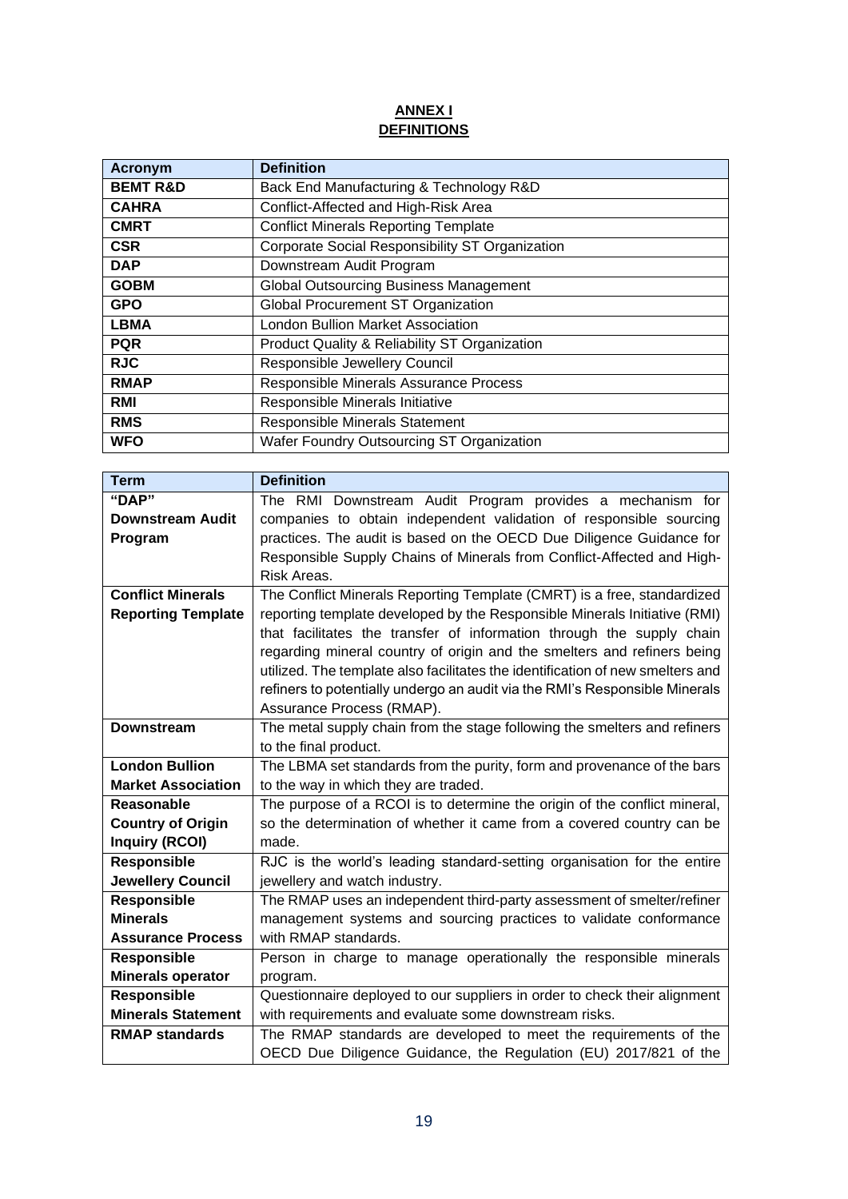# ANNEX I
# DEFINITIONS

| Acronym | Definition |
|---|---|
| **BEMT R&D** | Back End Manufacturing & Technology R&D |
| **CAHRA** | Conflict-Affected and High-Risk Area |
| **CMRT** | Conflict Minerals Reporting Template |
| **CSR** | Corporate Social Responsibility ST Organization |
| **DAP** | Downstream Audit Program |
| **GOBM** | Global Outsourcing Business Management |
| **GPO** | Global Procurement ST Organization |
| **LBMA** | London Bullion Market Association |
| **PQR** | Product Quality & Reliability ST Organization |
| **RJC** | Responsible Jewellery Council |
| **RMAP** | Responsible Minerals Assurance Process |
| **RMI** | Responsible Minerals Initiative |
| **RMS** | Responsible Minerals Statement |
| **WFO** | Wafer Foundry Outsourcing ST Organization |

| Term | Definition |
|---|---|
| **"DAP" Downstream Audit Program** | The RMI Downstream Audit Program provides a mechanism for companies to obtain independent validation of responsible sourcing practices. The audit is based on the OECD Due Diligence Guidance for Responsible Supply Chains of Minerals from Conflict-Affected and High-Risk Areas. |
| **Conflict Minerals Reporting Template** | The Conflict Minerals Reporting Template (CMRT) is a free, standardized reporting template developed by the Responsible Minerals Initiative (RMI) that facilitates the transfer of information through the supply chain regarding mineral country of origin and the smelters and refiners being utilized. The template also facilitates the identification of new smelters and refiners to potentially undergo an audit via the RMI's Responsible Minerals Assurance Process (RMAP). |
| **Downstream** | The metal supply chain from the stage following the smelters and refiners to the final product. |
| **London Bullion Market Association** | The LBMA set standards from the purity, form and provenance of the bars to the way in which they are traded. |
| **Reasonable Country of Origin Inquiry (RCOI)** | The purpose of a RCOI is to determine the origin of the conflict mineral, so the determination of whether it came from a covered country can be made. |
| **Responsible Jewellery Council** | RJC is the world's leading standard-setting organisation for the entire jewellery and watch industry. |
| **Responsible Minerals Assurance Process** | The RMAP uses an independent third-party assessment of smelter/refiner management systems and sourcing practices to validate conformance with RMAP standards. |
| **Responsible Minerals operator** | Person in charge to manage operationally the responsible minerals program. |
| **Responsible Minerals Statement** | Questionnaire deployed to our suppliers in order to check their alignment with requirements and evaluate some downstream risks. |
| **RMAP standards** | The RMAP standards are developed to meet the requirements of the OECD Due Diligence Guidance, the Regulation (EU) 2017/821 of the |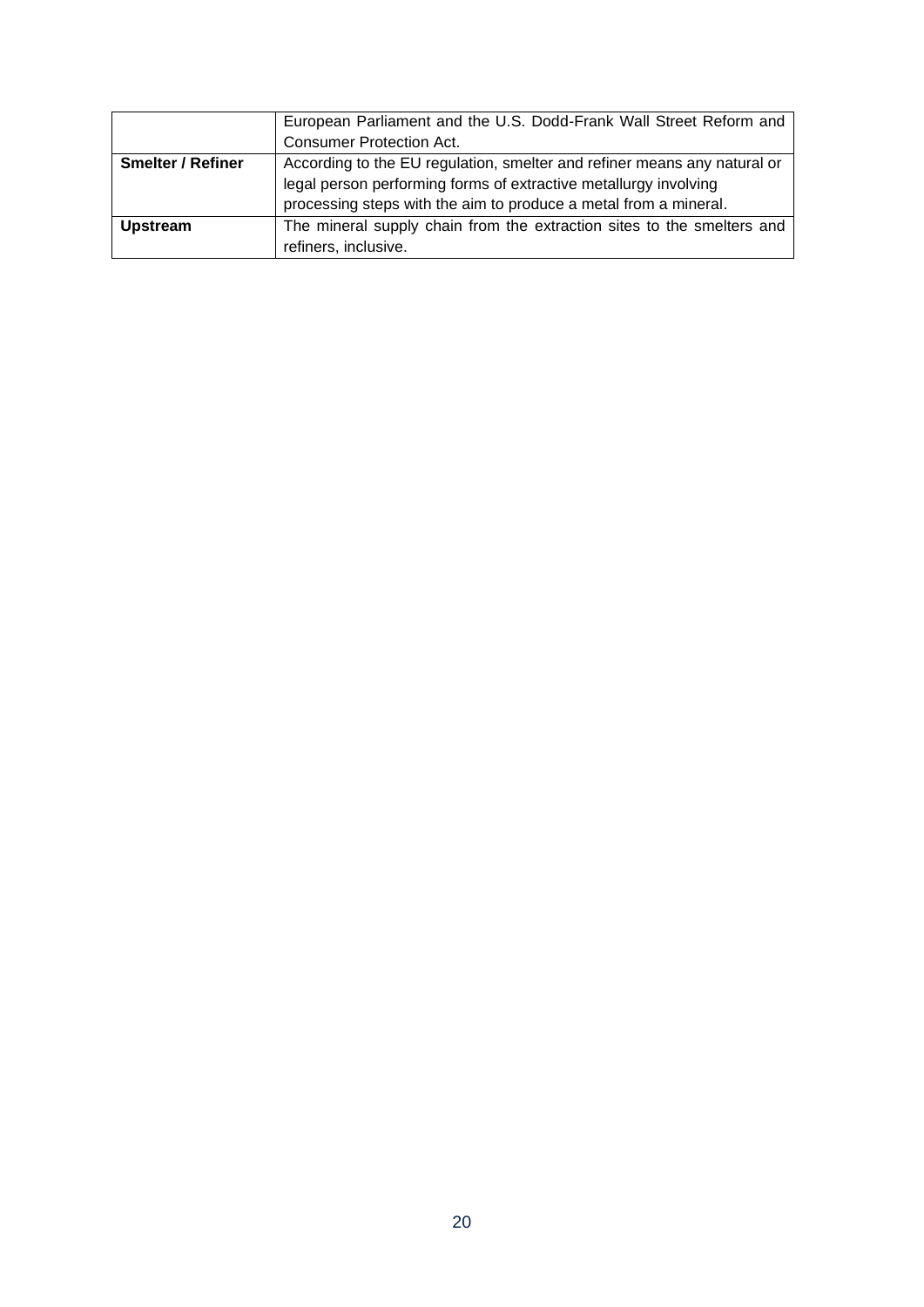| | |
|---|---|
| | European Parliament and the U.S. Dodd-Frank Wall Street Reform and Consumer Protection Act. |
| **Smelter / Refiner** | According to the EU regulation, smelter and refiner means any natural or legal person performing forms of extractive metallurgy involving processing steps with the aim to produce a metal from a mineral. |
| **Upstream** | The mineral supply chain from the extraction sites to the smelters and refiners, inclusive. |